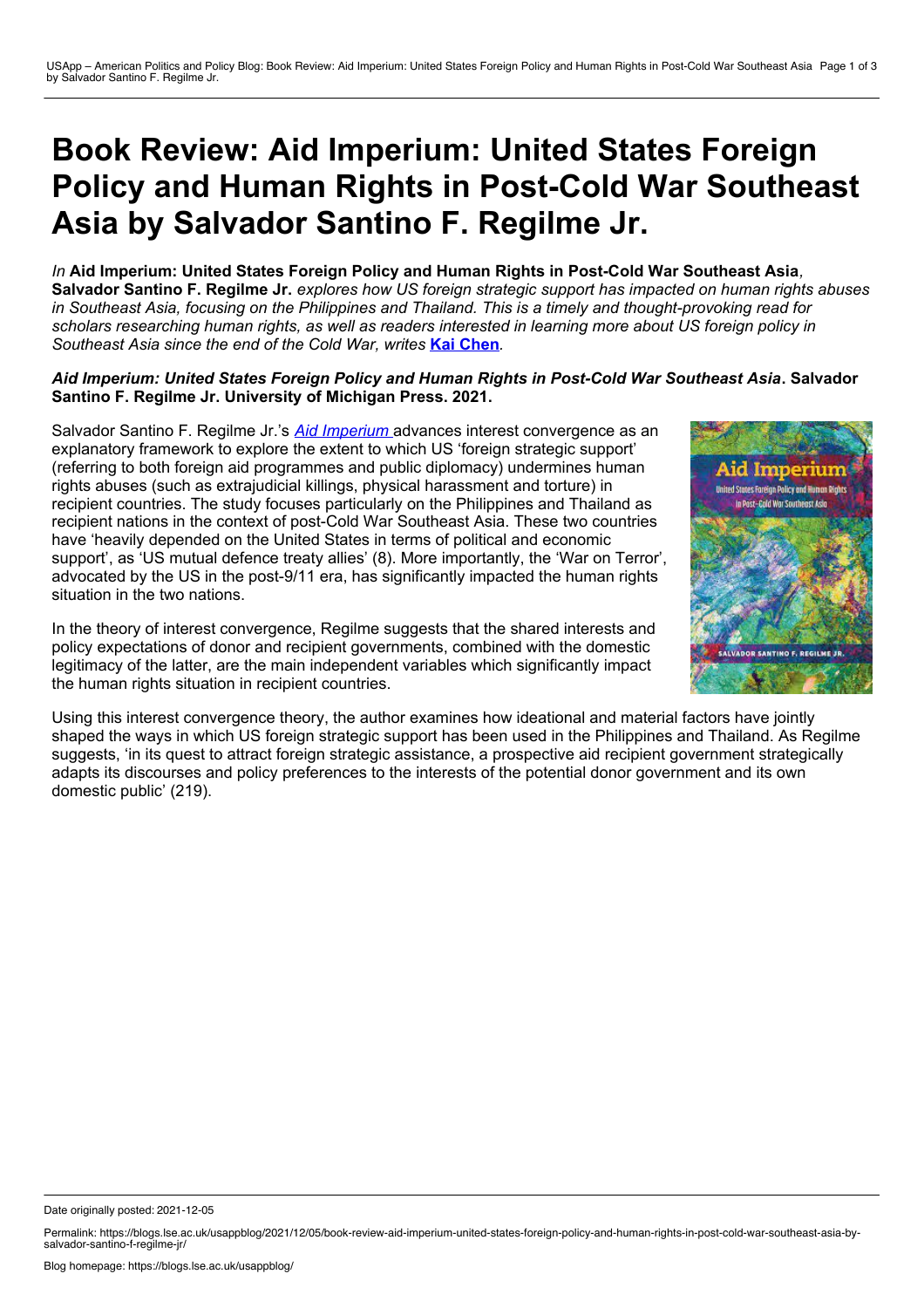# Book Review: Aid Imperium: United States Foreign Policy and Human Rights in Post-Cold War Southeast Asia by Salvador Santino F. Regilme Jr.

*In* **Aid Imperium: United States Foreign Policy and Human Rights in Post-Cold War Southeast Asia***,* **Salvador Santino F. Regilme Jr.** *explores how US foreign strategic support has impacted on human rights abuses in Southeast Asia, focusing on the Philippines and Thailand. This is a timely and thought-provoking read for scholars researching human rights, as well as readers interested in learning more about US foreign policy in Southeast Asia since the end of the Cold War, writes* **[Kai Chen](#)***.*

***Aid Imperium: United States Foreign Policy and Human Rights in Post-Cold War Southeast Asia*. Salvador Santino F. Regilme Jr. University of Michigan Press. 2021.**

Salvador Santino F. Regilme Jr.'s *[Aid Imperium](#)* advances interest convergence as an explanatory framework to explore the extent to which US 'foreign strategic support' (referring to both foreign aid programmes and public diplomacy) undermines human rights abuses (such as extrajudicial killings, physical harassment and torture) in recipient countries. The study focuses particularly on the Philippines and Thailand as recipient nations in the context of post-Cold War Southeast Asia. These two countries have 'heavily depended on the United States in terms of political and economic support', as 'US mutual defence treaty allies' (8). More importantly, the 'War on Terror', advocated by the US in the post-9/11 era, has significantly impacted the human rights situation in the two nations.

In the theory of interest convergence, Regilme suggests that the shared interests and policy expectations of donor and recipient governments, combined with the domestic legitimacy of the latter, are the main independent variables which significantly impact the human rights situation in recipient countries.

Using this interest convergence theory, the author examines how ideational and material factors have jointly shaped the ways in which US foreign strategic support has been used in the Philippines and Thailand. As Regilme suggests, 'in its quest to attract foreign strategic assistance, a prospective aid recipient government strategically adapts its discourses and policy preferences to the interests of the potential donor government and its own domestic public' (219).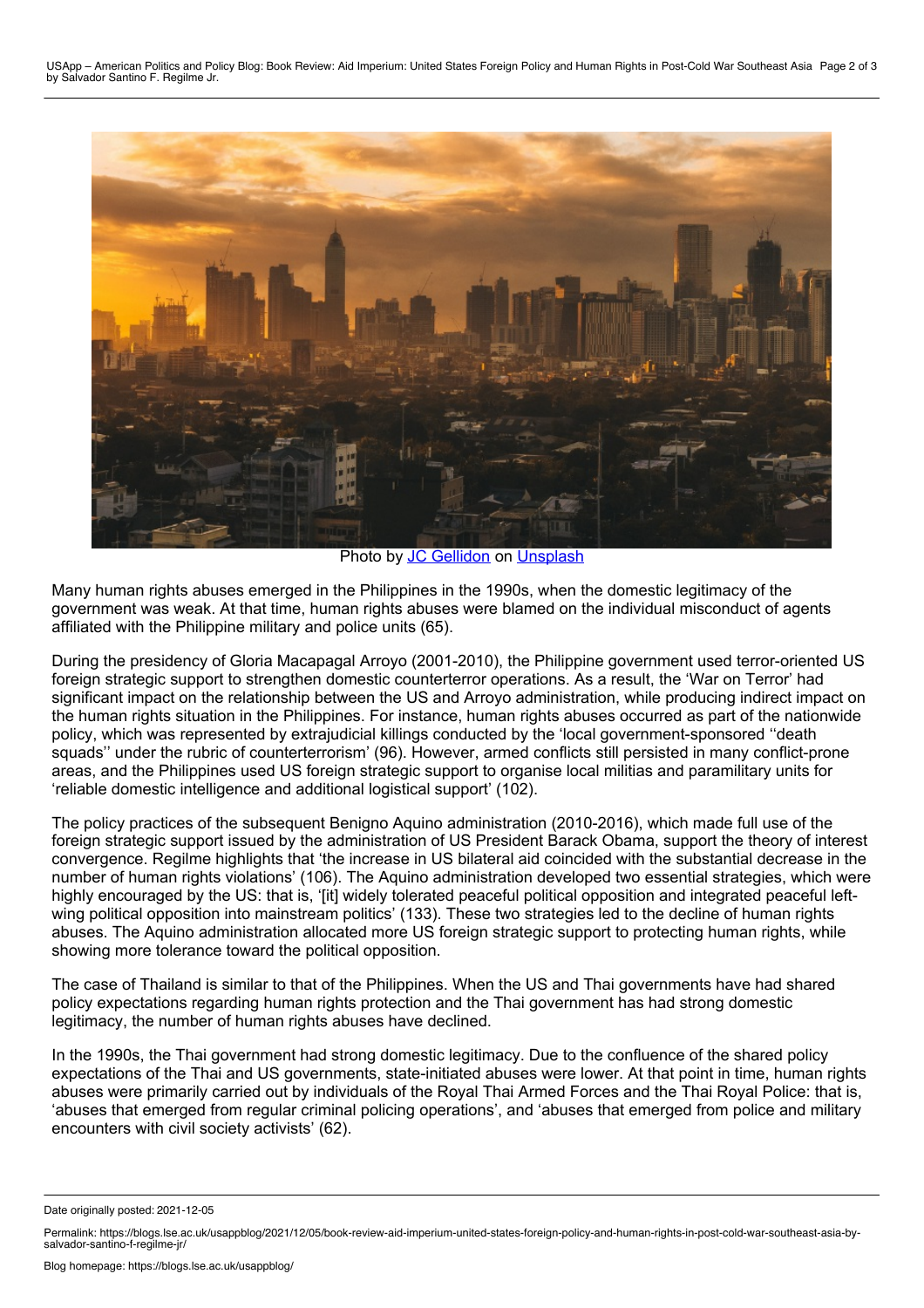Photo by JC Gellidon on Unsplash

Many human rights abuses emerged in the Philippines in the 1990s, when the domestic legitimacy of the government was weak. At that time, human rights abuses were blamed on the individual misconduct of agents affiliated with the Philippine military and police units (65).

During the presidency of Gloria Macapagal Arroyo (2001-2010), the Philippine government used terror-oriented US foreign strategic support to strengthen domestic counterterror operations. As a result, the 'War on Terror' had significant impact on the relationship between the US and Arroyo administration, while producing indirect impact on the human rights situation in the Philippines. For instance, human rights abuses occurred as part of the nationwide policy, which was represented by extrajudicial killings conducted by the 'local government-sponsored ''death squads'' under the rubric of counterterrorism' (96). However, armed conflicts still persisted in many conflict-prone areas, and the Philippines used US foreign strategic support to organise local militias and paramilitary units for 'reliable domestic intelligence and additional logistical support' (102).

The policy practices of the subsequent Benigno Aquino administration (2010-2016), which made full use of the foreign strategic support issued by the administration of US President Barack Obama, support the theory of interest convergence. Regilme highlights that 'the increase in US bilateral aid coincided with the substantial decrease in the number of human rights violations' (106). The Aquino administration developed two essential strategies, which were highly encouraged by the US: that is, '[it] widely tolerated peaceful political opposition and integrated peaceful left-wing political opposition into mainstream politics' (133). These two strategies led to the decline of human rights abuses. The Aquino administration allocated more US foreign strategic support to protecting human rights, while showing more tolerance toward the political opposition.

The case of Thailand is similar to that of the Philippines. When the US and Thai governments have had shared policy expectations regarding human rights protection and the Thai government has had strong domestic legitimacy, the number of human rights abuses have declined.

In the 1990s, the Thai government had strong domestic legitimacy. Due to the confluence of the shared policy expectations of the Thai and US governments, state-initiated abuses were lower. At that point in time, human rights abuses were primarily carried out by individuals of the Royal Thai Armed Forces and the Thai Royal Police: that is, 'abuses that emerged from regular criminal policing operations', and 'abuses that emerged from police and military encounters with civil society activists' (62).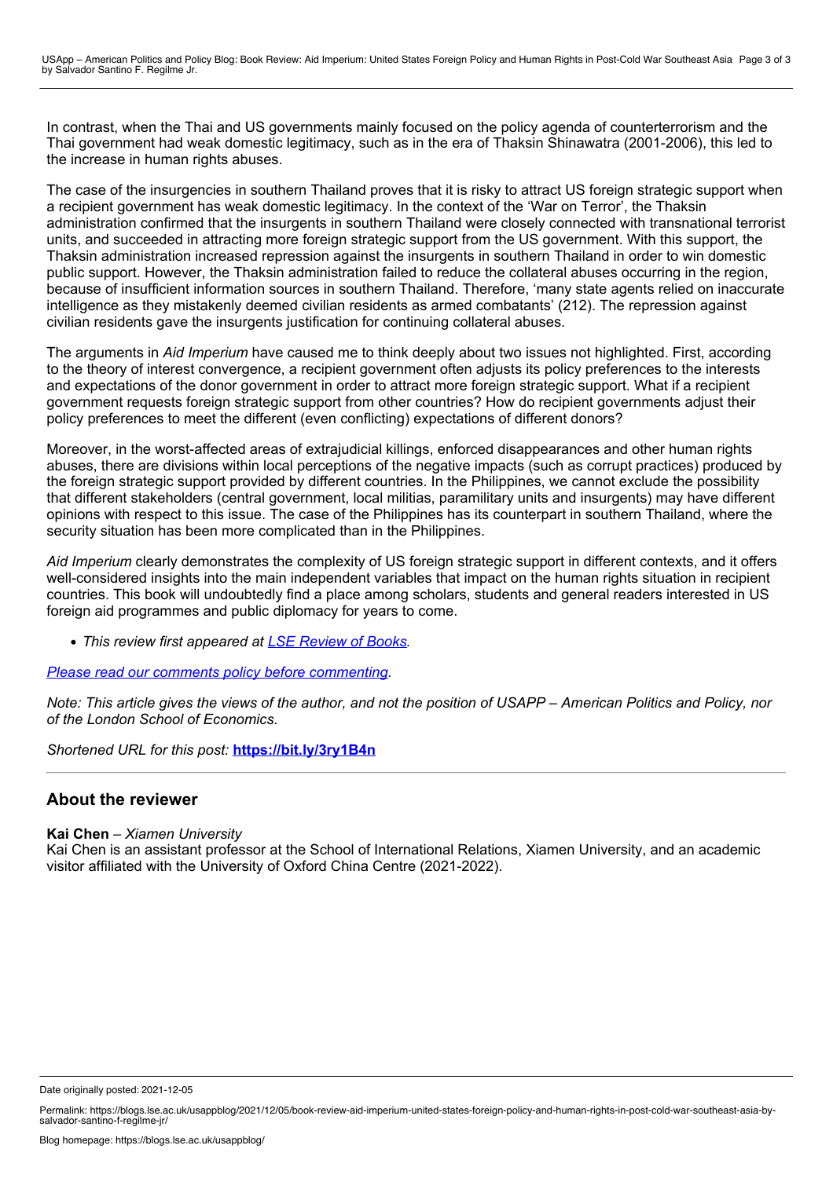In contrast, when the Thai and US governments mainly focused on the policy agenda of counterterrorism and the Thai government had weak domestic legitimacy, such as in the era of Thaksin Shinawatra (2001-2006), this led to the increase in human rights abuses.

The case of the insurgencies in southern Thailand proves that it is risky to attract US foreign strategic support when a recipient government has weak domestic legitimacy. In the context of the 'War on Terror', the Thaksin administration confirmed that the insurgents in southern Thailand were closely connected with transnational terrorist units, and succeeded in attracting more foreign strategic support from the US government. With this support, the Thaksin administration increased repression against the insurgents in southern Thailand in order to win domestic public support. However, the Thaksin administration failed to reduce the collateral abuses occurring in the region, because of insufficient information sources in southern Thailand. Therefore, 'many state agents relied on inaccurate intelligence as they mistakenly deemed civilian residents as armed combatants' (212). The repression against civilian residents gave the insurgents justification for continuing collateral abuses.

The arguments in *Aid Imperium* have caused me to think deeply about two issues not highlighted. First, according to the theory of interest convergence, a recipient government often adjusts its policy preferences to the interests and expectations of the donor government in order to attract more foreign strategic support. What if a recipient government requests foreign strategic support from other countries? How do recipient governments adjust their policy preferences to meet the different (even conflicting) expectations of different donors?

Moreover, in the worst-affected areas of extrajudicial killings, enforced disappearances and other human rights abuses, there are divisions within local perceptions of the negative impacts (such as corrupt practices) produced by the foreign strategic support provided by different countries. In the Philippines, we cannot exclude the possibility that different stakeholders (central government, local militias, paramilitary units and insurgents) may have different opinions with respect to this issue. The case of the Philippines has its counterpart in southern Thailand, where the security situation has been more complicated than in the Philippines.

*Aid Imperium* clearly demonstrates the complexity of US foreign strategic support in different contexts, and it offers well-considered insights into the main independent variables that impact on the human rights situation in recipient countries. This book will undoubtedly find a place among scholars, students and general readers interested in US foreign aid programmes and public diplomacy for years to come.

- *This review first appeared at [LSE Review of Books](#).*

*[Please read our comments policy before commenting](#).*

*Note: This article gives the views of the author, and not the position of USAPP – American Politics and Policy, nor of the London School of Economics.*

*Shortened URL for this post:* **https://bit.ly/3ry1B4n**

## About the reviewer

**Kai Chen** – *Xiamen University*
Kai Chen is an assistant professor at the School of International Relations, Xiamen University, and an academic visitor affiliated with the University of Oxford China Centre (2021-2022).

Date originally posted: 2021-12-05

Permalink: https://blogs.lse.ac.uk/usappblog/2021/12/05/book-review-aid-imperium-united-states-foreign-policy-and-human-rights-in-post-cold-war-southeast-asia-by-salvador-santino-f-regilme-jr/

Blog homepage: https://blogs.lse.ac.uk/usappblog/